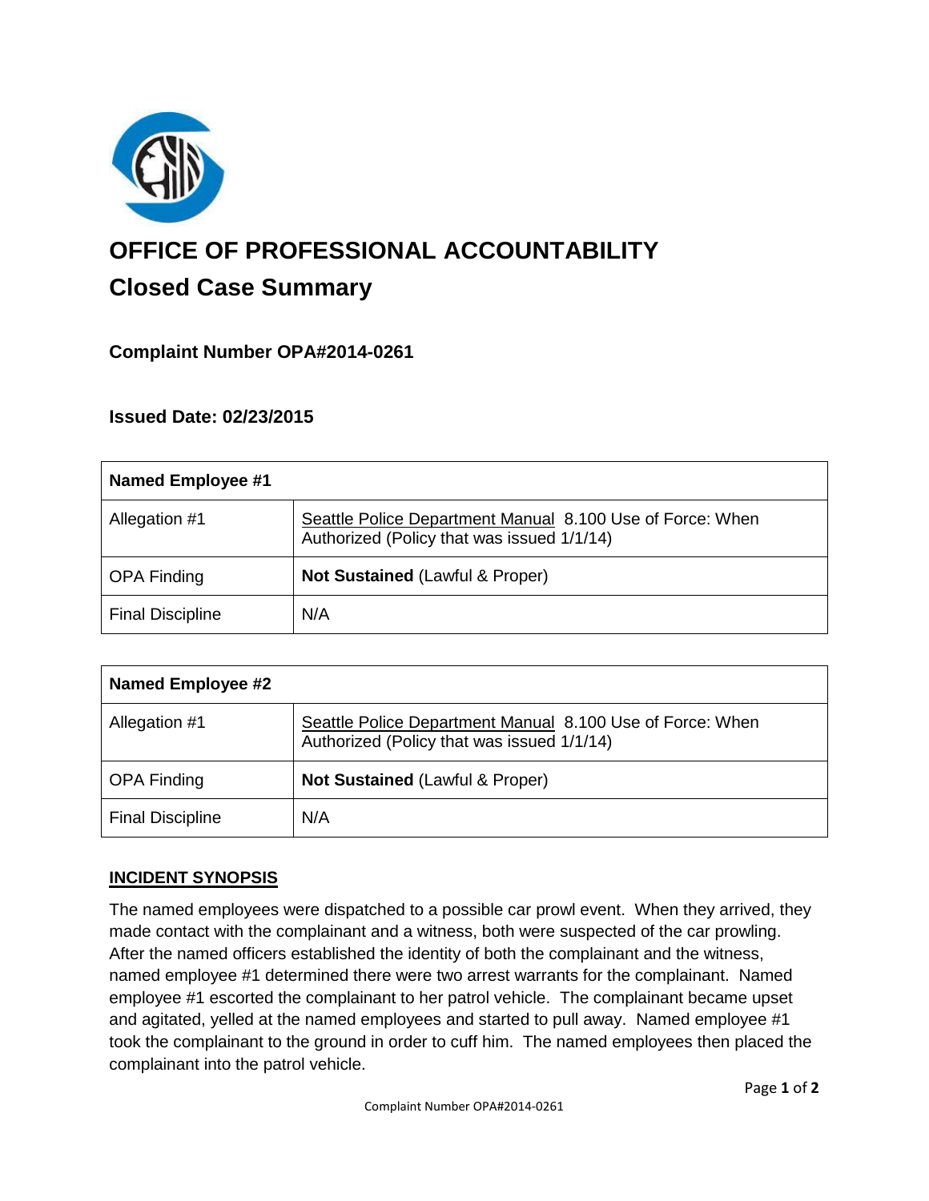# OFFICE OF PROFESSIONAL ACCOUNTABILITY

## Closed Case Summary

### Complaint Number OPA#2014-0261

### Issued Date: 02/23/2015

| **Named Employee #1** | |
|---|---|
| Allegation #1 | Seattle Police Department Manual 8.100 Use of Force: When Authorized (Policy that was issued 1/1/14) |
| OPA Finding | **Not Sustained** (Lawful & Proper) |
| Final Discipline | N/A |

| **Named Employee #2** | |
|---|---|
| Allegation #1 | Seattle Police Department Manual 8.100 Use of Force: When Authorized (Policy that was issued 1/1/14) |
| OPA Finding | **Not Sustained** (Lawful & Proper) |
| Final Discipline | N/A |

**INCIDENT SYNOPSIS**

The named employees were dispatched to a possible car prowl event. When they arrived, they made contact with the complainant and a witness, both were suspected of the car prowling. After the named officers established the identity of both the complainant and the witness, named employee #1 determined there were two arrest warrants for the complainant. Named employee #1 escorted the complainant to her patrol vehicle. The complainant became upset and agitated, yelled at the named employees and started to pull away. Named employee #1 took the complainant to the ground in order to cuff him. The named employees then placed the complainant into the patrol vehicle.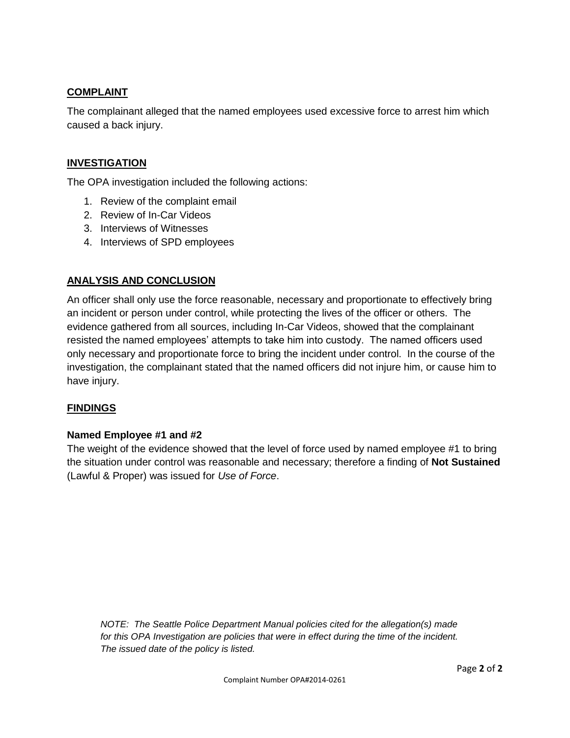## COMPLAINT

The complainant alleged that the named employees used excessive force to arrest him which caused a back injury.

## INVESTIGATION

The OPA investigation included the following actions:

1. Review of the complaint email
2. Review of In-Car Videos
3. Interviews of Witnesses
4. Interviews of SPD employees

## ANALYSIS AND CONCLUSION

An officer shall only use the force reasonable, necessary and proportionate to effectively bring an incident or person under control, while protecting the lives of the officer or others. The evidence gathered from all sources, including In-Car Videos, showed that the complainant resisted the named employees' attempts to take him into custody. The named officers used only necessary and proportionate force to bring the incident under control. In the course of the investigation, the complainant stated that the named officers did not injure him, or cause him to have injury.

## FINDINGS

### Named Employee #1 and #2

The weight of the evidence showed that the level of force used by named employee #1 to bring the situation under control was reasonable and necessary; therefore a finding of **Not Sustained** (Lawful & Proper) was issued for *Use of Force*.

*NOTE: The Seattle Police Department Manual policies cited for the allegation(s) made for this OPA Investigation are policies that were in effect during the time of the incident. The issued date of the policy is listed.*

Complaint Number OPA#2014-0261